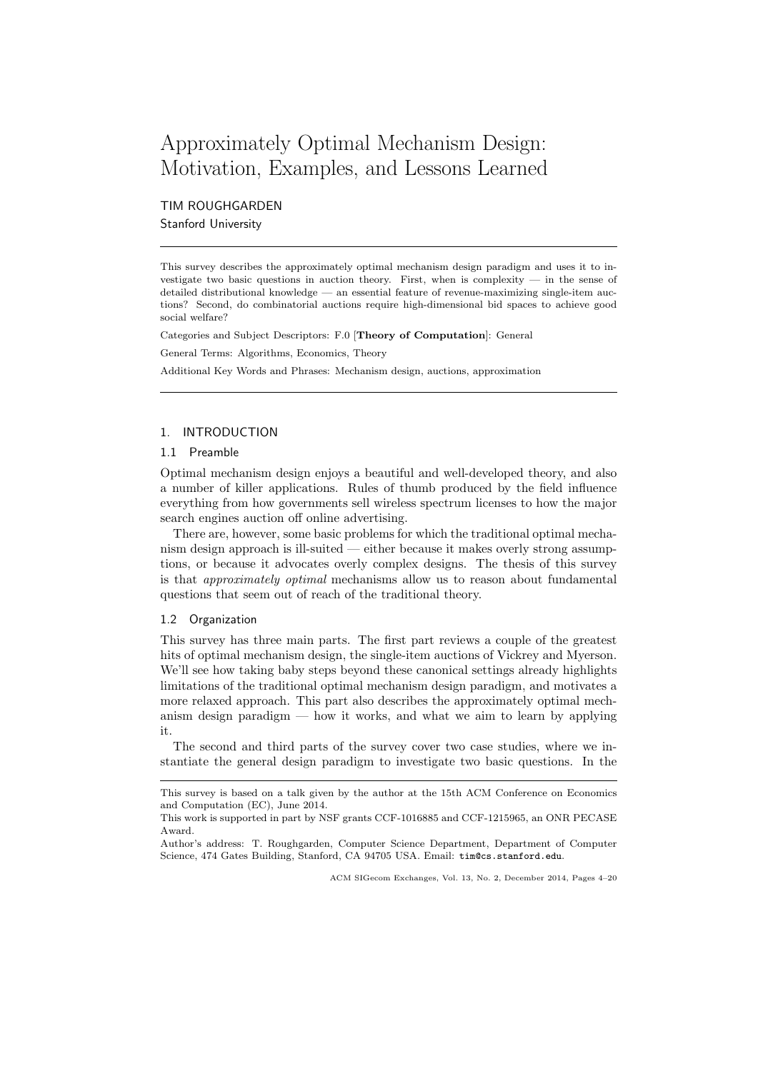# Approximately Optimal Mechanism Design: Motivation, Examples, and Lessons Learned

TIM ROUGHGARDEN
Stanford University

---

This survey describes the approximately optimal mechanism design paradigm and uses it to investigate two basic questions in auction theory. First, when is complexity — in the sense of detailed distributional knowledge — an essential feature of revenue-maximizing single-item auctions? Second, do combinatorial auctions require high-dimensional bid spaces to achieve good social welfare?

Categories and Subject Descriptors: F.0 [**Theory of Computation**]: General

General Terms: Algorithms, Economics, Theory

Additional Key Words and Phrases: Mechanism design, auctions, approximation

---

## 1. INTRODUCTION

### 1.1 Preamble

Optimal mechanism design enjoys a beautiful and well-developed theory, and also a number of killer applications. Rules of thumb produced by the field influence everything from how governments sell wireless spectrum licenses to how the major search engines auction off online advertising.

There are, however, some basic problems for which the traditional optimal mechanism design approach is ill-suited — either because it makes overly strong assumptions, or because it advocates overly complex designs. The thesis of this survey is that *approximately optimal* mechanisms allow us to reason about fundamental questions that seem out of reach of the traditional theory.

### 1.2 Organization

This survey has three main parts. The first part reviews a couple of the greatest hits of optimal mechanism design, the single-item auctions of Vickrey and Myerson. We'll see how taking baby steps beyond these canonical settings already highlights limitations of the traditional optimal mechanism design paradigm, and motivates a more relaxed approach. This part also describes the approximately optimal mechanism design paradigm — how it works, and what we aim to learn by applying it.

The second and third parts of the survey cover two case studies, where we instantiate the general design paradigm to investigate two basic questions. In the

---

This survey is based on a talk given by the author at the 15th ACM Conference on Economics and Computation (EC), June 2014.

This work is supported in part by NSF grants CCF-1016885 and CCF-1215965, an ONR PECASE Award.

Author's address: T. Roughgarden, Computer Science Department, Department of Computer Science, 474 Gates Building, Stanford, CA 94705 USA. Email: `tim@cs.stanford.edu`.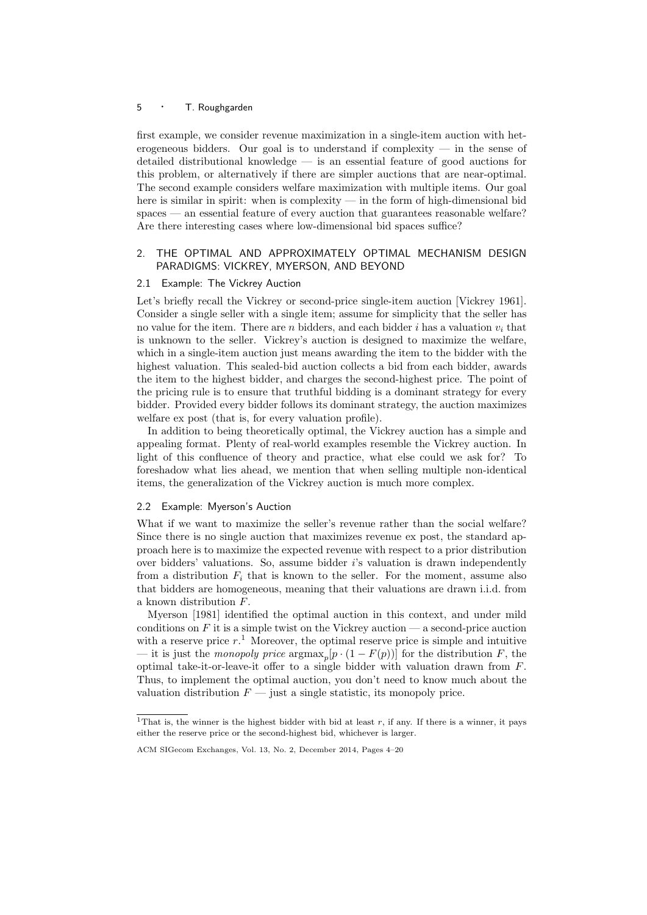first example, we consider revenue maximization in a single-item auction with heterogeneous bidders. Our goal is to understand if complexity — in the sense of detailed distributional knowledge — is an essential feature of good auctions for this problem, or alternatively if there are simpler auctions that are near-optimal. The second example considers welfare maximization with multiple items. Our goal here is similar in spirit: when is complexity — in the form of high-dimensional bid spaces — an essential feature of every auction that guarantees reasonable welfare? Are there interesting cases where low-dimensional bid spaces suffice?

## 2. THE OPTIMAL AND APPROXIMATELY OPTIMAL MECHANISM DESIGN PARADIGMS: VICKREY, MYERSON, AND BEYOND

### 2.1 Example: The Vickrey Auction

Let's briefly recall the Vickrey or second-price single-item auction [Vickrey 1961]. Consider a single seller with a single item; assume for simplicity that the seller has no value for the item. There are $n$ bidders, and each bidder $i$ has a valuation $v_i$ that is unknown to the seller. Vickrey's auction is designed to maximize the welfare, which in a single-item auction just means awarding the item to the bidder with the highest valuation. This sealed-bid auction collects a bid from each bidder, awards the item to the highest bidder, and charges the second-highest price. The point of the pricing rule is to ensure that truthful bidding is a dominant strategy for every bidder. Provided every bidder follows its dominant strategy, the auction maximizes welfare ex post (that is, for every valuation profile).

In addition to being theoretically optimal, the Vickrey auction has a simple and appealing format. Plenty of real-world examples resemble the Vickrey auction. In light of this confluence of theory and practice, what else could we ask for? To foreshadow what lies ahead, we mention that when selling multiple non-identical items, the generalization of the Vickrey auction is much more complex.

### 2.2 Example: Myerson's Auction

What if we want to maximize the seller's revenue rather than the social welfare? Since there is no single auction that maximizes revenue ex post, the standard approach here is to maximize the expected revenue with respect to a prior distribution over bidders' valuations. So, assume bidder $i$'s valuation is drawn independently from a distribution $F_i$ that is known to the seller. For the moment, assume also that bidders are homogeneous, meaning that their valuations are drawn i.i.d. from a known distribution $F$.

Myerson [1981] identified the optimal auction in this context, and under mild conditions on $F$ it is a simple twist on the Vickrey auction — a second-price auction with a reserve price $r$.[1] Moreover, the optimal reserve price is simple and intuitive — it is just the *monopoly price* $\text{argmax}_p[p \cdot (1 - F(p))]$ for the distribution $F$, the optimal take-it-or-leave-it offer to a single bidder with valuation drawn from $F$. Thus, to implement the optimal auction, you don't need to know much about the valuation distribution $F$ — just a single statistic, its monopoly price.

[1] That is, the winner is the highest bidder with bid at least $r$, if any. If there is a winner, it pays either the reserve price or the second-highest bid, whichever is larger.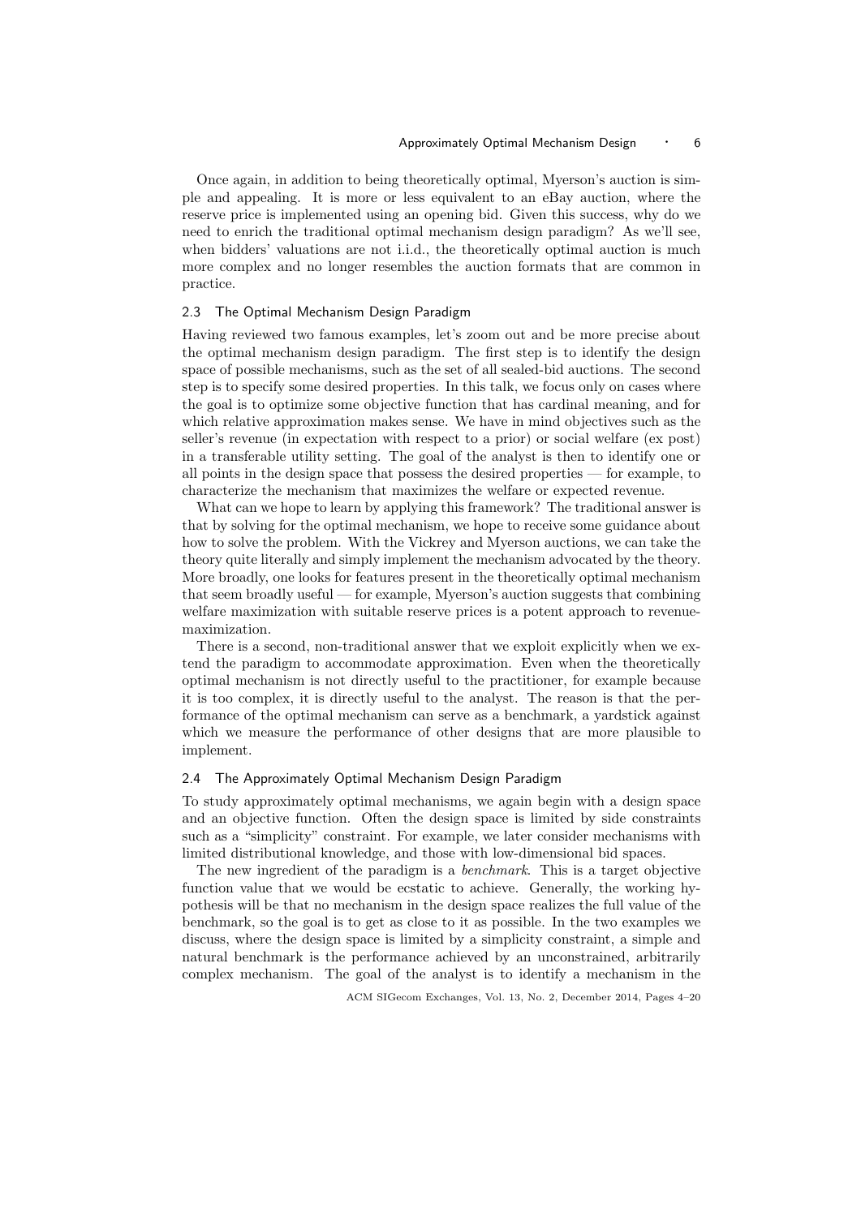Once again, in addition to being theoretically optimal, Myerson's auction is simple and appealing. It is more or less equivalent to an eBay auction, where the reserve price is implemented using an opening bid. Given this success, why do we need to enrich the traditional optimal mechanism design paradigm? As we'll see, when bidders' valuations are not i.i.d., the theoretically optimal auction is much more complex and no longer resembles the auction formats that are common in practice.

### 2.3 The Optimal Mechanism Design Paradigm

Having reviewed two famous examples, let's zoom out and be more precise about the optimal mechanism design paradigm. The first step is to identify the design space of possible mechanisms, such as the set of all sealed-bid auctions. The second step is to specify some desired properties. In this talk, we focus only on cases where the goal is to optimize some objective function that has cardinal meaning, and for which relative approximation makes sense. We have in mind objectives such as the seller's revenue (in expectation with respect to a prior) or social welfare (ex post) in a transferable utility setting. The goal of the analyst is then to identify one or all points in the design space that possess the desired properties — for example, to characterize the mechanism that maximizes the welfare or expected revenue.

What can we hope to learn by applying this framework? The traditional answer is that by solving for the optimal mechanism, we hope to receive some guidance about how to solve the problem. With the Vickrey and Myerson auctions, we can take the theory quite literally and simply implement the mechanism advocated by the theory. More broadly, one looks for features present in the theoretically optimal mechanism that seem broadly useful — for example, Myerson's auction suggests that combining welfare maximization with suitable reserve prices is a potent approach to revenue-maximization.

There is a second, non-traditional answer that we exploit explicitly when we extend the paradigm to accommodate approximation. Even when the theoretically optimal mechanism is not directly useful to the practitioner, for example because it is too complex, it is directly useful to the analyst. The reason is that the performance of the optimal mechanism can serve as a benchmark, a yardstick against which we measure the performance of other designs that are more plausible to implement.

### 2.4 The Approximately Optimal Mechanism Design Paradigm

To study approximately optimal mechanisms, we again begin with a design space and an objective function. Often the design space is limited by side constraints such as a "simplicity" constraint. For example, we later consider mechanisms with limited distributional knowledge, and those with low-dimensional bid spaces.

The new ingredient of the paradigm is a *benchmark*. This is a target objective function value that we would be ecstatic to achieve. Generally, the working hypothesis will be that no mechanism in the design space realizes the full value of the benchmark, so the goal is to get as close to it as possible. In the two examples we discuss, where the design space is limited by a simplicity constraint, a simple and natural benchmark is the performance achieved by an unconstrained, arbitrarily complex mechanism. The goal of the analyst is to identify a mechanism in the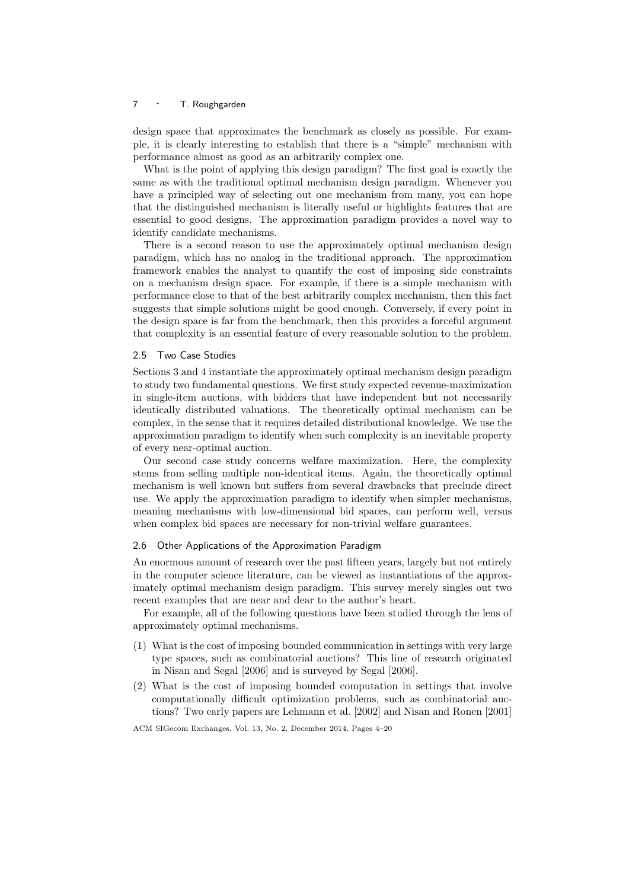design space that approximates the benchmark as closely as possible. For example, it is clearly interesting to establish that there is a "simple" mechanism with performance almost as good as an arbitrarily complex one.

What is the point of applying this design paradigm? The first goal is exactly the same as with the traditional optimal mechanism design paradigm. Whenever you have a principled way of selecting out one mechanism from many, you can hope that the distinguished mechanism is literally useful or highlights features that are essential to good designs. The approximation paradigm provides a novel way to identify candidate mechanisms.

There is a second reason to use the approximately optimal mechanism design paradigm, which has no analog in the traditional approach. The approximation framework enables the analyst to quantify the cost of imposing side constraints on a mechanism design space. For example, if there is a simple mechanism with performance close to that of the best arbitrarily complex mechanism, then this fact suggests that simple solutions might be good enough. Conversely, if every point in the design space is far from the benchmark, then this provides a forceful argument that complexity is an essential feature of every reasonable solution to the problem.

### 2.5 Two Case Studies

Sections 3 and 4 instantiate the approximately optimal mechanism design paradigm to study two fundamental questions. We first study expected revenue-maximization in single-item auctions, with bidders that have independent but not necessarily identically distributed valuations. The theoretically optimal mechanism can be complex, in the sense that it requires detailed distributional knowledge. We use the approximation paradigm to identify when such complexity is an inevitable property of every near-optimal auction.

Our second case study concerns welfare maximization. Here, the complexity stems from selling multiple non-identical items. Again, the theoretically optimal mechanism is well known but suffers from several drawbacks that preclude direct use. We apply the approximation paradigm to identify when simpler mechanisms, meaning mechanisms with low-dimensional bid spaces, can perform well, versus when complex bid spaces are necessary for non-trivial welfare guarantees.

### 2.6 Other Applications of the Approximation Paradigm

An enormous amount of research over the past fifteen years, largely but not entirely in the computer science literature, can be viewed as instantiations of the approximately optimal mechanism design paradigm. This survey merely singles out two recent examples that are near and dear to the author's heart.

For example, all of the following questions have been studied through the lens of approximately optimal mechanisms.

(1) What is the cost of imposing bounded communication in settings with very large type spaces, such as combinatorial auctions? This line of research originated in Nisan and Segal [2006] and is surveyed by Segal [2006].

(2) What is the cost of imposing bounded computation in settings that involve computationally difficult optimization problems, such as combinatorial auctions? Two early papers are Lehmann et al. [2002] and Nisan and Ronen [2001]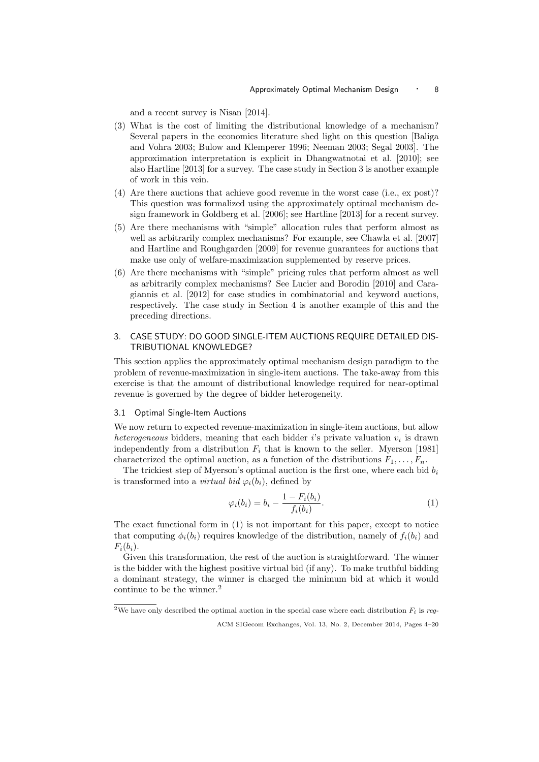and a recent survey is Nisan [2014].

(3) What is the cost of limiting the distributional knowledge of a mechanism? Several papers in the economics literature shed light on this question [Baliga and Vohra 2003; Bulow and Klemperer 1996; Neeman 2003; Segal 2003]. The approximation interpretation is explicit in Dhangwatnotai et al. [2010]; see also Hartline [2013] for a survey. The case study in Section 3 is another example of work in this vein.

(4) Are there auctions that achieve good revenue in the worst case (i.e., ex post)? This question was formalized using the approximately optimal mechanism design framework in Goldberg et al. [2006]; see Hartline [2013] for a recent survey.

(5) Are there mechanisms with "simple" allocation rules that perform almost as well as arbitrarily complex mechanisms? For example, see Chawla et al. [2007] and Hartline and Roughgarden [2009] for revenue guarantees for auctions that make use only of welfare-maximization supplemented by reserve prices.

(6) Are there mechanisms with "simple" pricing rules that perform almost as well as arbitrarily complex mechanisms? See Lucier and Borodin [2010] and Caragiannis et al. [2012] for case studies in combinatorial and keyword auctions, respectively. The case study in Section 4 is another example of this and the preceding directions.

## 3. CASE STUDY: DO GOOD SINGLE-ITEM AUCTIONS REQUIRE DETAILED DISTRIBUTIONAL KNOWLEDGE?

This section applies the approximately optimal mechanism design paradigm to the problem of revenue-maximization in single-item auctions. The take-away from this exercise is that the amount of distributional knowledge required for near-optimal revenue is governed by the degree of bidder heterogeneity.

### 3.1 Optimal Single-Item Auctions

We now return to expected revenue-maximization in single-item auctions, but allow *heterogeneous* bidders, meaning that each bidder $i$'s private valuation $v_i$ is drawn independently from a distribution $F_i$ that is known to the seller. Myerson [1981] characterized the optimal auction, as a function of the distributions $F_1, \ldots, F_n$.

The trickiest step of Myerson's optimal auction is the first one, where each bid $b_i$ is transformed into a *virtual bid* $\varphi_i(b_i)$, defined by

$$\varphi_i(b_i) = b_i - \frac{1 - F_i(b_i)}{f_i(b_i)}. \tag{1}$$

The exact functional form in (1) is not important for this paper, except to notice that computing $\phi_i(b_i)$ requires knowledge of the distribution, namely of $f_i(b_i)$ and $F_i(b_i)$.

Given this transformation, the rest of the auction is straightforward. The winner is the bidder with the highest positive virtual bid (if any). To make truthful bidding a dominant strategy, the winner is charged the minimum bid at which it would continue to be the winner.[2]

[2]We have only described the optimal auction in the special case where each distribution $F_i$ is *reg-*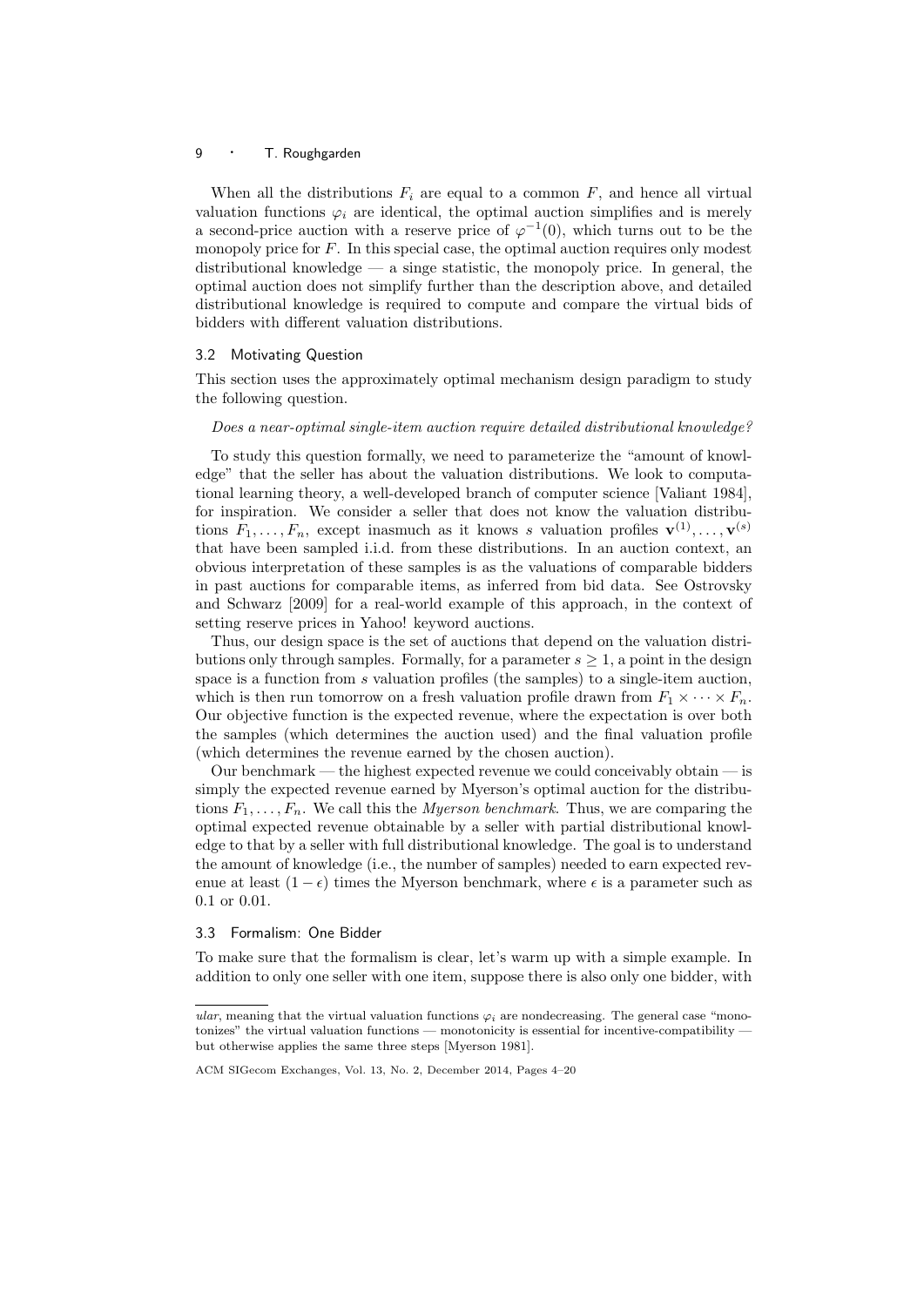When all the distributions $F_i$ are equal to a common $F$, and hence all virtual valuation functions $\varphi_i$ are identical, the optimal auction simplifies and is merely a second-price auction with a reserve price of $\varphi^{-1}(0)$, which turns out to be the monopoly price for $F$. In this special case, the optimal auction requires only modest distributional knowledge — a singe statistic, the monopoly price. In general, the optimal auction does not simplify further than the description above, and detailed distributional knowledge is required to compute and compare the virtual bids of bidders with different valuation distributions.

### 3.2 Motivating Question

This section uses the approximately optimal mechanism design paradigm to study the following question.

*Does a near-optimal single-item auction require detailed distributional knowledge?*

To study this question formally, we need to parameterize the "amount of knowledge" that the seller has about the valuation distributions. We look to computational learning theory, a well-developed branch of computer science [Valiant 1984], for inspiration. We consider a seller that does not know the valuation distributions $F_1, \ldots, F_n$, except inasmuch as it knows $s$ valuation profiles $\mathbf{v}^{(1)}, \ldots, \mathbf{v}^{(s)}$ that have been sampled i.i.d. from these distributions. In an auction context, an obvious interpretation of these samples is as the valuations of comparable bidders in past auctions for comparable items, as inferred from bid data. See Ostrovsky and Schwarz [2009] for a real-world example of this approach, in the context of setting reserve prices in Yahoo! keyword auctions.

Thus, our design space is the set of auctions that depend on the valuation distributions only through samples. Formally, for a parameter $s \geq 1$, a point in the design space is a function from $s$ valuation profiles (the samples) to a single-item auction, which is then run tomorrow on a fresh valuation profile drawn from $F_1 \times \cdots \times F_n$. Our objective function is the expected revenue, where the expectation is over both the samples (which determines the auction used) and the final valuation profile (which determines the revenue earned by the chosen auction).

Our benchmark — the highest expected revenue we could conceivably obtain — is simply the expected revenue earned by Myerson's optimal auction for the distributions $F_1, \ldots, F_n$. We call this the *Myerson benchmark*. Thus, we are comparing the optimal expected revenue obtainable by a seller with partial distributional knowledge to that by a seller with full distributional knowledge. The goal is to understand the amount of knowledge (i.e., the number of samples) needed to earn expected revenue at least $(1 - \epsilon)$ times the Myerson benchmark, where $\epsilon$ is a parameter such as 0.1 or 0.01.

### 3.3 Formalism: One Bidder

To make sure that the formalism is clear, let's warm up with a simple example. In addition to only one seller with one item, suppose there is also only one bidder, with

*ular*, meaning that the virtual valuation functions $\varphi_i$ are nondecreasing. The general case "monotonizes" the virtual valuation functions — monotonicity is essential for incentive-compatibility — but otherwise applies the same three steps [Myerson 1981].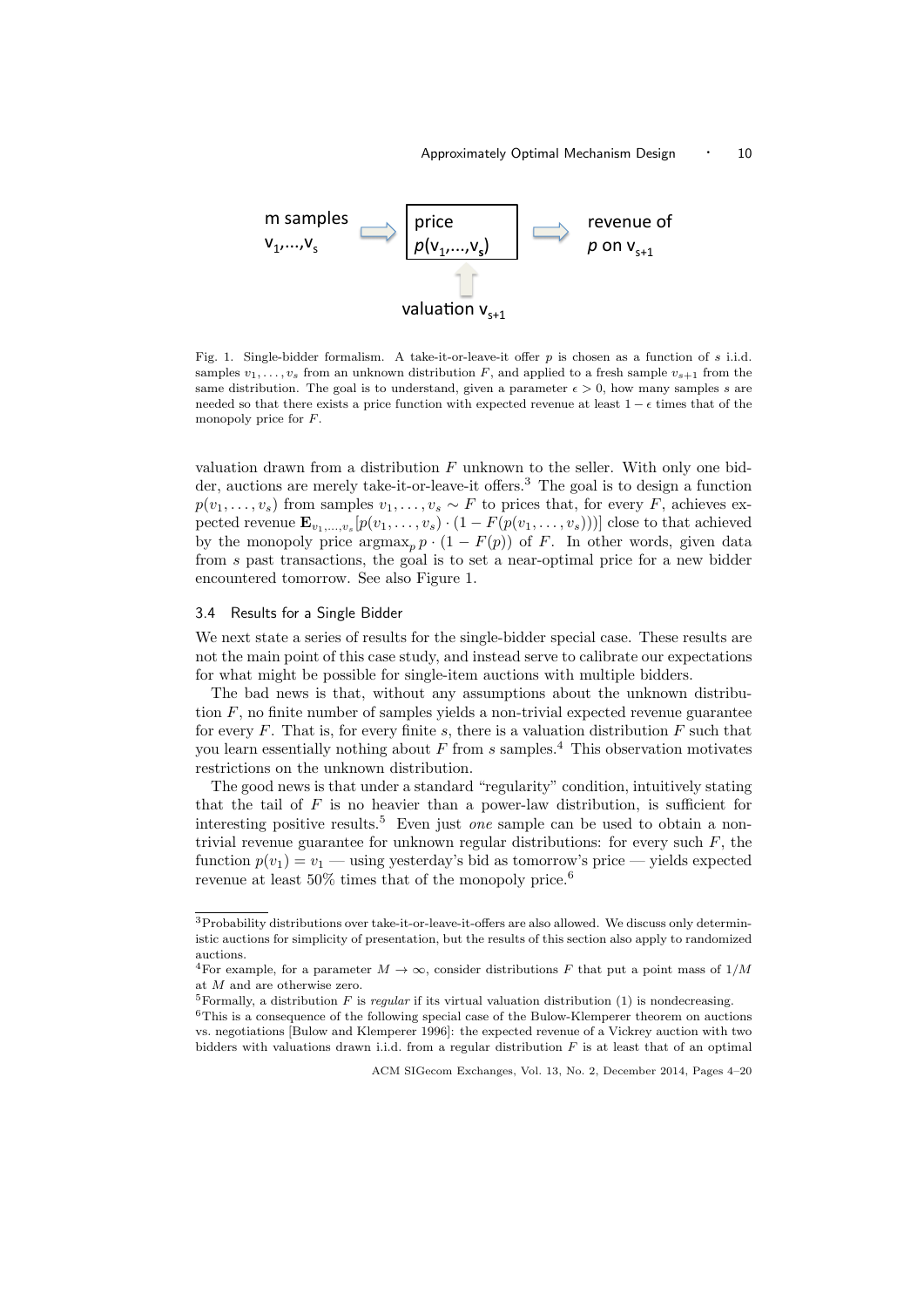Fig. 1. Single-bidder formalism. A take-it-or-leave-it offer $p$ is chosen as a function of $s$ i.i.d. samples $v_1, \ldots, v_s$ from an unknown distribution $F$, and applied to a fresh sample $v_{s+1}$ from the same distribution. The goal is to understand, given a parameter $\epsilon > 0$, how many samples $s$ are needed so that there exists a price function with expected revenue at least $1 - \epsilon$ times that of the monopoly price for $F$.

valuation drawn from a distribution $F$ unknown to the seller. With only one bidder, auctions are merely take-it-or-leave-it offers.[3] The goal is to design a function $p(v_1, \ldots, v_s)$ from samples $v_1, \ldots, v_s \sim F$ to prices that, for every $F$, achieves expected revenue $\mathbf{E}_{v_1,\ldots,v_s}[p(v_1, \ldots, v_s) \cdot (1 - F(p(v_1, \ldots, v_s)))]$ close to that achieved by the monopoly price $\text{argmax}_p \, p \cdot (1 - F(p))$ of $F$. In other words, given data from $s$ past transactions, the goal is to set a near-optimal price for a new bidder encountered tomorrow. See also Figure 1.

### 3.4 Results for a Single Bidder

We next state a series of results for the single-bidder special case. These results are not the main point of this case study, and instead serve to calibrate our expectations for what might be possible for single-item auctions with multiple bidders.

The bad news is that, without any assumptions about the unknown distribution $F$, no finite number of samples yields a non-trivial expected revenue guarantee for every $F$. That is, for every finite $s$, there is a valuation distribution $F$ such that you learn essentially nothing about $F$ from $s$ samples.[4] This observation motivates restrictions on the unknown distribution.

The good news is that under a standard "regularity" condition, intuitively stating that the tail of $F$ is no heavier than a power-law distribution, is sufficient for interesting positive results.[5] Even just *one* sample can be used to obtain a non-trivial revenue guarantee for unknown regular distributions: for every such $F$, the function $p(v_1) = v_1$ — using yesterday's bid as tomorrow's price — yields expected revenue at least 50% times that of the monopoly price.[6]

---

[3]Probability distributions over take-it-or-leave-it-offers are also allowed. We discuss only deterministic auctions for simplicity of presentation, but the results of this section also apply to randomized auctions.

[4]For example, for a parameter $M \to \infty$, consider distributions $F$ that put a point mass of $1/M$ at $M$ and are otherwise zero.

[5]Formally, a distribution $F$ is *regular* if its virtual valuation distribution (1) is nondecreasing.

[6]This is a consequence of the following special case of the Bulow-Klemperer theorem on auctions vs. negotiations [Bulow and Klemperer 1996]: the expected revenue of a Vickrey auction with two bidders with valuations drawn i.i.d. from a regular distribution $F$ is at least that of an optimal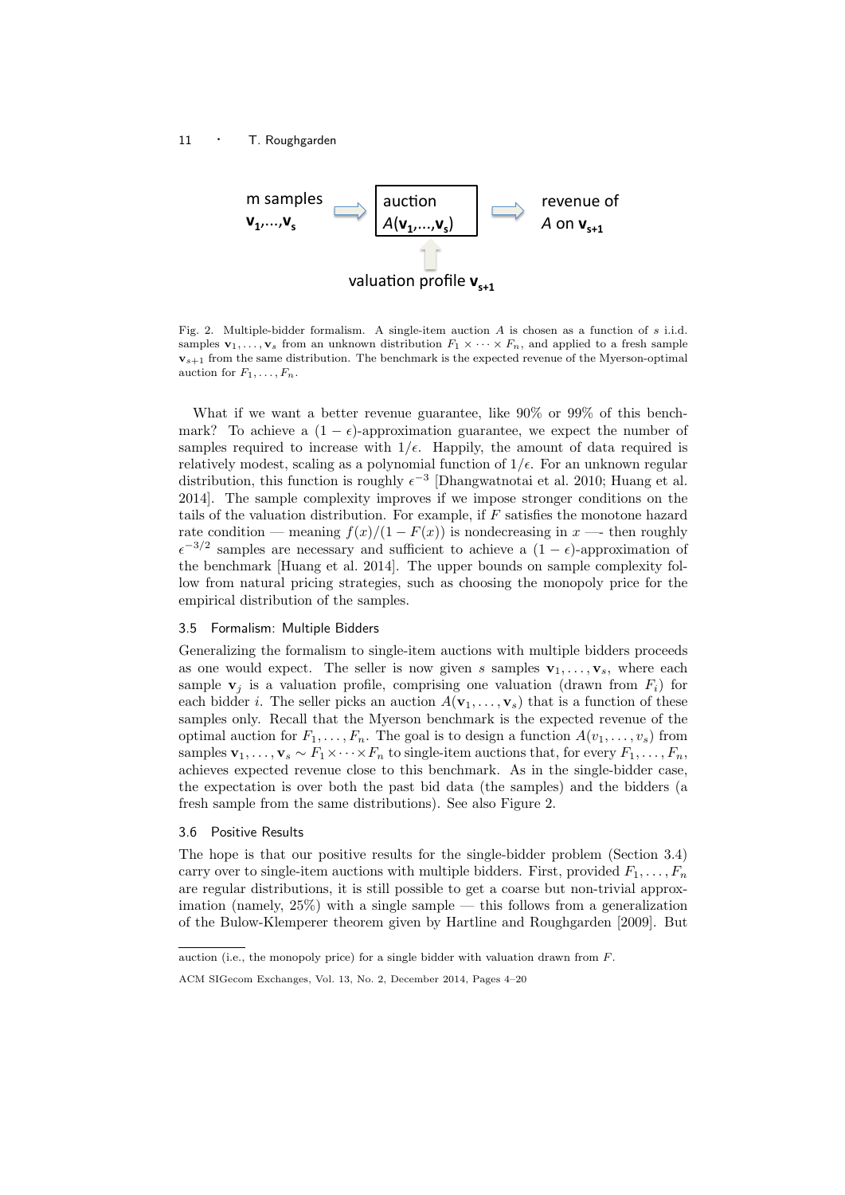m samples $\mathbf{v}_1,\ldots,\mathbf{v}_s$ → auction $A(\mathbf{v}_1,\ldots,\mathbf{v}_s)$ → revenue of $A$ on $\mathbf{v}_{s+1}$

valuation profile $\mathbf{v}_{s+1}$

Fig. 2. Multiple-bidder formalism. A single-item auction $A$ is chosen as a function of $s$ i.i.d. samples $\mathbf{v}_1,\ldots,\mathbf{v}_s$ from an unknown distribution $F_1 \times \cdots \times F_n$, and applied to a fresh sample $\mathbf{v}_{s+1}$ from the same distribution. The benchmark is the expected revenue of the Myerson-optimal auction for $F_1,\ldots,F_n$.

What if we want a better revenue guarantee, like 90% or 99% of this benchmark? To achieve a $(1-\epsilon)$-approximation guarantee, we expect the number of samples required to increase with $1/\epsilon$. Happily, the amount of data required is relatively modest, scaling as a polynomial function of $1/\epsilon$. For an unknown regular distribution, this function is roughly $\epsilon^{-3}$ [Dhangwatnotai et al. 2010; Huang et al. 2014]. The sample complexity improves if we impose stronger conditions on the tails of the valuation distribution. For example, if $F$ satisfies the monotone hazard rate condition — meaning $f(x)/(1-F(x))$ is nondecreasing in $x$ —- then roughly $\epsilon^{-3/2}$ samples are necessary and sufficient to achieve a $(1-\epsilon)$-approximation of the benchmark [Huang et al. 2014]. The upper bounds on sample complexity follow from natural pricing strategies, such as choosing the monopoly price for the empirical distribution of the samples.

### 3.5 Formalism: Multiple Bidders

Generalizing the formalism to single-item auctions with multiple bidders proceeds as one would expect. The seller is now given $s$ samples $\mathbf{v}_1,\ldots,\mathbf{v}_s$, where each sample $\mathbf{v}_j$ is a valuation profile, comprising one valuation (drawn from $F_i$) for each bidder $i$. The seller picks an auction $A(\mathbf{v}_1,\ldots,\mathbf{v}_s)$ that is a function of these samples only. Recall that the Myerson benchmark is the expected revenue of the optimal auction for $F_1,\ldots,F_n$. The goal is to design a function $A(v_1,\ldots,v_s)$ from samples $\mathbf{v}_1,\ldots,\mathbf{v}_s \sim F_1\times\cdots\times F_n$ to single-item auctions that, for every $F_1,\ldots,F_n$, achieves expected revenue close to this benchmark. As in the single-bidder case, the expectation is over both the past bid data (the samples) and the bidders (a fresh sample from the same distributions). See also Figure 2.

### 3.6 Positive Results

The hope is that our positive results for the single-bidder problem (Section 3.4) carry over to single-item auctions with multiple bidders. First, provided $F_1,\ldots,F_n$ are regular distributions, it is still possible to get a coarse but non-trivial approximation (namely, 25%) with a single sample — this follows from a generalization of the Bulow-Klemperer theorem given by Hartline and Roughgarden [2009]. But

auction (i.e., the monopoly price) for a single bidder with valuation drawn from $F$.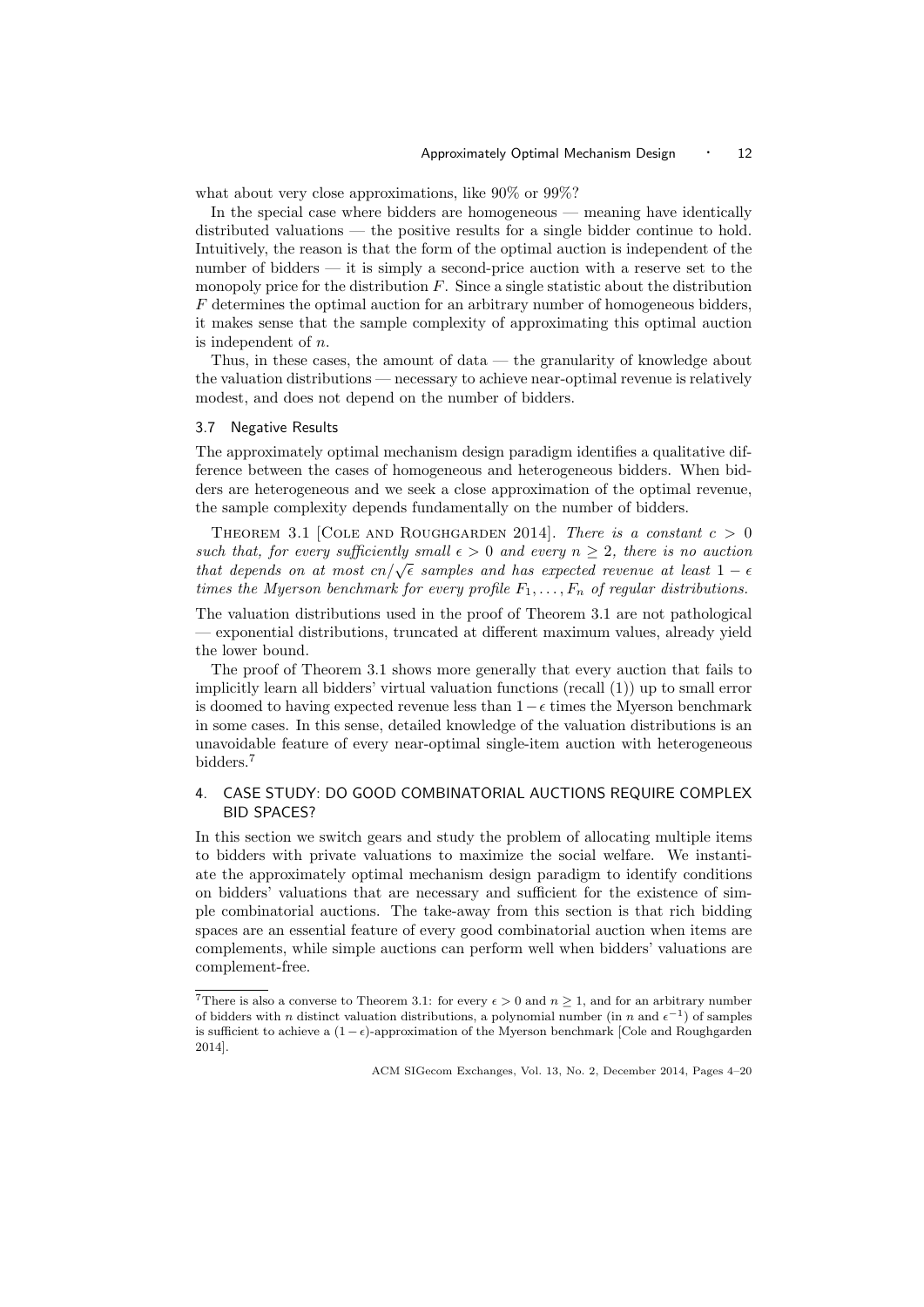what about very close approximations, like 90% or 99%?

In the special case where bidders are homogeneous — meaning have identically distributed valuations — the positive results for a single bidder continue to hold. Intuitively, the reason is that the form of the optimal auction is independent of the number of bidders — it is simply a second-price auction with a reserve set to the monopoly price for the distribution $F$. Since a single statistic about the distribution $F$ determines the optimal auction for an arbitrary number of homogeneous bidders, it makes sense that the sample complexity of approximating this optimal auction is independent of $n$.

Thus, in these cases, the amount of data — the granularity of knowledge about the valuation distributions — necessary to achieve near-optimal revenue is relatively modest, and does not depend on the number of bidders.

### 3.7 Negative Results

The approximately optimal mechanism design paradigm identifies a qualitative difference between the cases of homogeneous and heterogeneous bidders. When bidders are heterogeneous and we seek a close approximation of the optimal revenue, the sample complexity depends fundamentally on the number of bidders.

Theorem 3.1 [Cole and Roughgarden 2014]. *There is a constant $c > 0$ such that, for every sufficiently small $\epsilon > 0$ and every $n \geq 2$, there is no auction that depends on at most $cn/\sqrt{\epsilon}$ samples and has expected revenue at least $1 - \epsilon$ times the Myerson benchmark for every profile $F_1, \ldots, F_n$ of regular distributions.*

The valuation distributions used in the proof of Theorem 3.1 are not pathological — exponential distributions, truncated at different maximum values, already yield the lower bound.

The proof of Theorem 3.1 shows more generally that every auction that fails to implicitly learn all bidders' virtual valuation functions (recall (1)) up to small error is doomed to having expected revenue less than $1-\epsilon$ times the Myerson benchmark in some cases. In this sense, detailed knowledge of the valuation distributions is an unavoidable feature of every near-optimal single-item auction with heterogeneous bidders.[7]

## 4. CASE STUDY: DO GOOD COMBINATORIAL AUCTIONS REQUIRE COMPLEX BID SPACES?

In this section we switch gears and study the problem of allocating multiple items to bidders with private valuations to maximize the social welfare. We instantiate the approximately optimal mechanism design paradigm to identify conditions on bidders' valuations that are necessary and sufficient for the existence of simple combinatorial auctions. The take-away from this section is that rich bidding spaces are an essential feature of every good combinatorial auction when items are complements, while simple auctions can perform well when bidders' valuations are complement-free.

[7] There is also a converse to Theorem 3.1: for every $\epsilon > 0$ and $n \geq 1$, and for an arbitrary number of bidders with $n$ distinct valuation distributions, a polynomial number (in $n$ and $\epsilon^{-1}$) of samples is sufficient to achieve a $(1-\epsilon)$-approximation of the Myerson benchmark [Cole and Roughgarden 2014].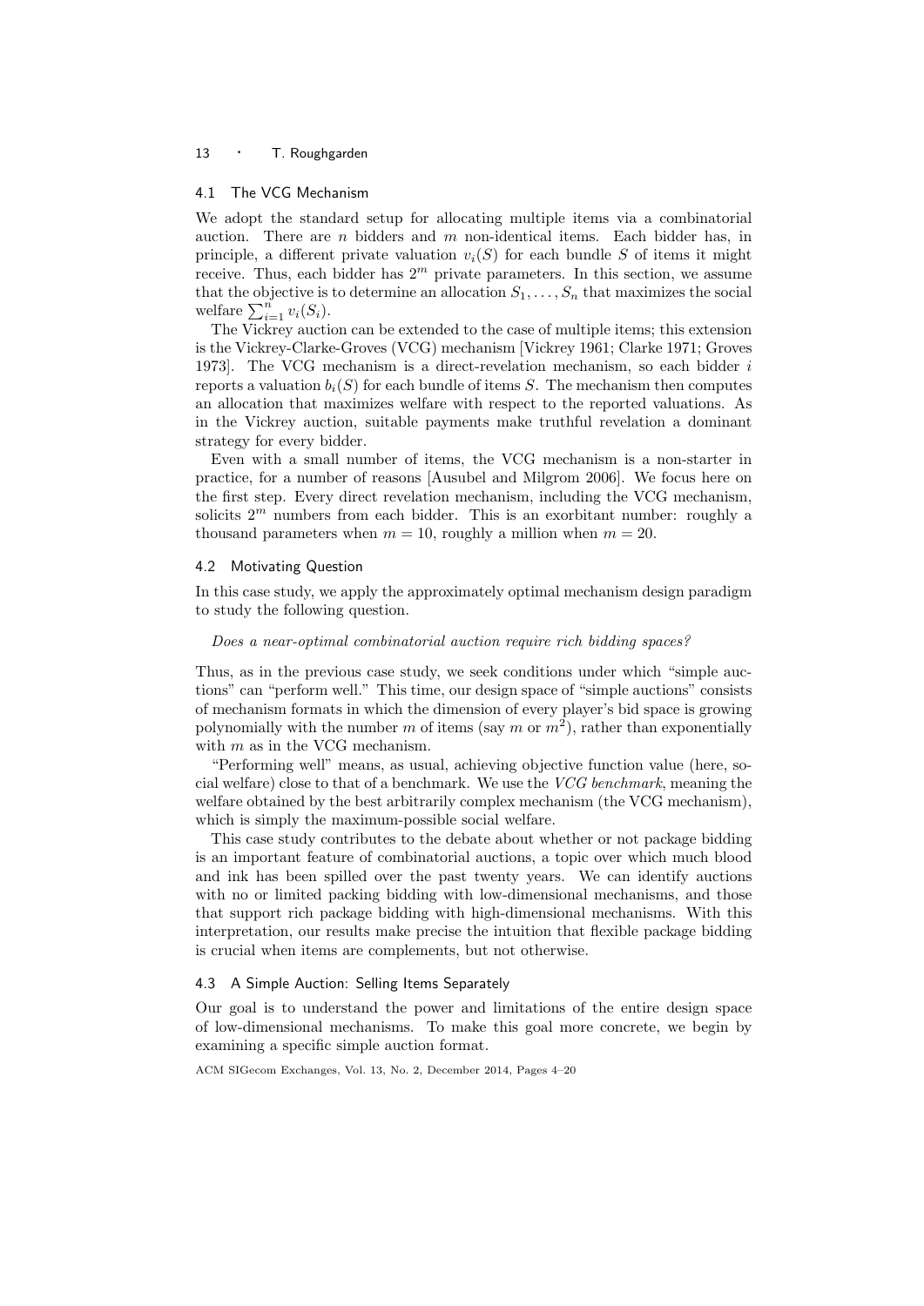### 4.1 The VCG Mechanism

We adopt the standard setup for allocating multiple items via a combinatorial auction. There are $n$ bidders and $m$ non-identical items. Each bidder has, in principle, a different private valuation $v_i(S)$ for each bundle $S$ of items it might receive. Thus, each bidder has $2^m$ private parameters. In this section, we assume that the objective is to determine an allocation $S_1, \ldots, S_n$ that maximizes the social welfare $\sum_{i=1}^{n} v_i(S_i)$.

The Vickrey auction can be extended to the case of multiple items; this extension is the Vickrey-Clarke-Groves (VCG) mechanism [Vickrey 1961; Clarke 1971; Groves 1973]. The VCG mechanism is a direct-revelation mechanism, so each bidder $i$ reports a valuation $b_i(S)$ for each bundle of items $S$. The mechanism then computes an allocation that maximizes welfare with respect to the reported valuations. As in the Vickrey auction, suitable payments make truthful revelation a dominant strategy for every bidder.

Even with a small number of items, the VCG mechanism is a non-starter in practice, for a number of reasons [Ausubel and Milgrom 2006]. We focus here on the first step. Every direct revelation mechanism, including the VCG mechanism, solicits $2^m$ numbers from each bidder. This is an exorbitant number: roughly a thousand parameters when $m = 10$, roughly a million when $m = 20$.

### 4.2 Motivating Question

In this case study, we apply the approximately optimal mechanism design paradigm to study the following question.

*Does a near-optimal combinatorial auction require rich bidding spaces?*

Thus, as in the previous case study, we seek conditions under which "simple auctions" can "perform well." This time, our design space of "simple auctions" consists of mechanism formats in which the dimension of every player's bid space is growing polynomially with the number $m$ of items (say $m$ or $m^2$), rather than exponentially with $m$ as in the VCG mechanism.

"Performing well" means, as usual, achieving objective function value (here, social welfare) close to that of a benchmark. We use the *VCG benchmark*, meaning the welfare obtained by the best arbitrarily complex mechanism (the VCG mechanism), which is simply the maximum-possible social welfare.

This case study contributes to the debate about whether or not package bidding is an important feature of combinatorial auctions, a topic over which much blood and ink has been spilled over the past twenty years. We can identify auctions with no or limited packing bidding with low-dimensional mechanisms, and those that support rich package bidding with high-dimensional mechanisms. With this interpretation, our results make precise the intuition that flexible package bidding is crucial when items are complements, but not otherwise.

### 4.3 A Simple Auction: Selling Items Separately

Our goal is to understand the power and limitations of the entire design space of low-dimensional mechanisms. To make this goal more concrete, we begin by examining a specific simple auction format.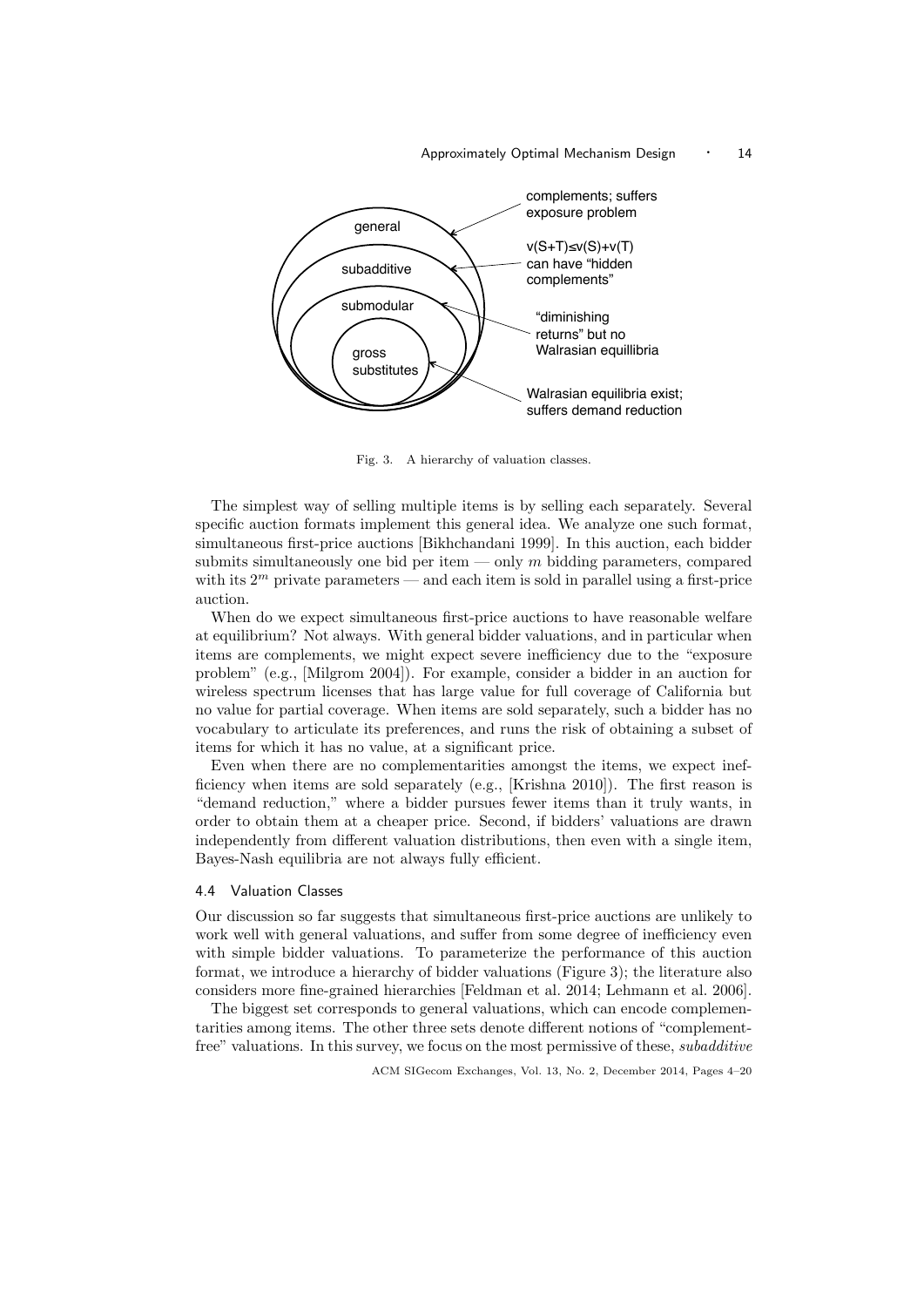Fig. 3. A hierarchy of valuation classes.

The simplest way of selling multiple items is by selling each separately. Several specific auction formats implement this general idea. We analyze one such format, simultaneous first-price auctions [Bikhchandani 1999]. In this auction, each bidder submits simultaneously one bid per item — only $m$ bidding parameters, compared with its $2^m$ private parameters — and each item is sold in parallel using a first-price auction.

When do we expect simultaneous first-price auctions to have reasonable welfare at equilibrium? Not always. With general bidder valuations, and in particular when items are complements, we might expect severe inefficiency due to the "exposure problem" (e.g., [Milgrom 2004]). For example, consider a bidder in an auction for wireless spectrum licenses that has large value for full coverage of California but no value for partial coverage. When items are sold separately, such a bidder has no vocabulary to articulate its preferences, and runs the risk of obtaining a subset of items for which it has no value, at a significant price.

Even when there are no complementarities amongst the items, we expect inefficiency when items are sold separately (e.g., [Krishna 2010]). The first reason is "demand reduction," where a bidder pursues fewer items than it truly wants, in order to obtain them at a cheaper price. Second, if bidders' valuations are drawn independently from different valuation distributions, then even with a single item, Bayes-Nash equilibria are not always fully efficient.

### 4.4 Valuation Classes

Our discussion so far suggests that simultaneous first-price auctions are unlikely to work well with general valuations, and suffer from some degree of inefficiency even with simple bidder valuations. To parameterize the performance of this auction format, we introduce a hierarchy of bidder valuations (Figure 3); the literature also considers more fine-grained hierarchies [Feldman et al. 2014; Lehmann et al. 2006].

The biggest set corresponds to general valuations, which can encode complementarities among items. The other three sets denote different notions of "complement-free" valuations. In this survey, we focus on the most permissive of these, *subadditive*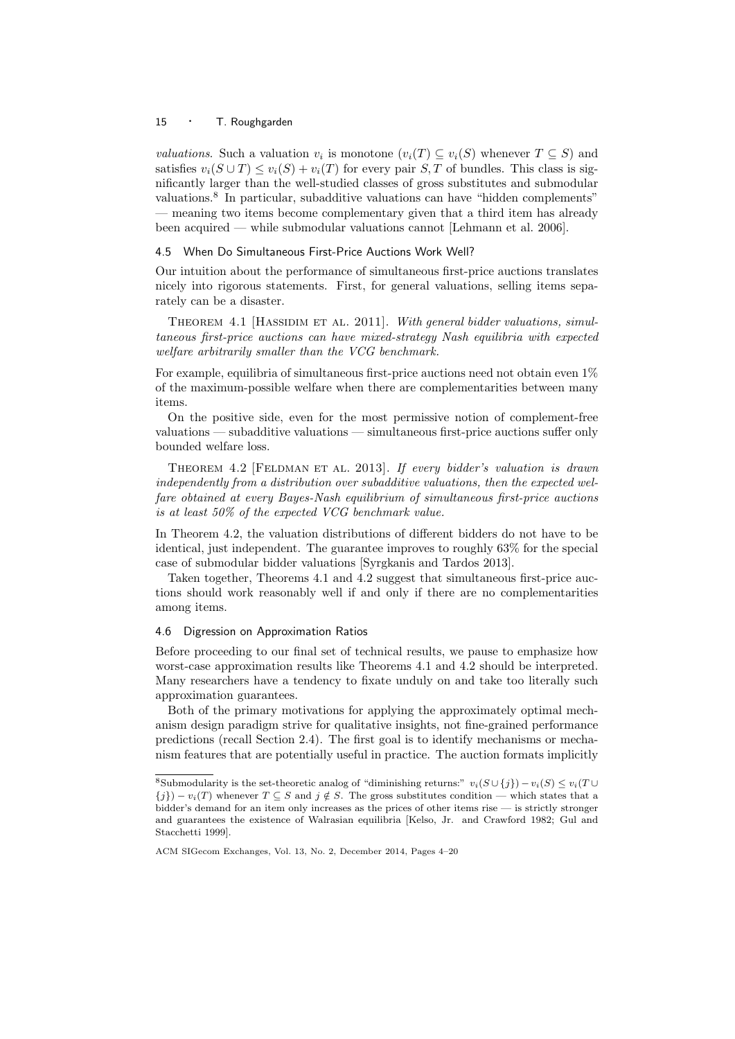*valuations*. Such a valuation $v_i$ is monotone ($v_i(T) \subseteq v_i(S)$ whenever $T \subseteq S$) and satisfies $v_i(S \cup T) \leq v_i(S) + v_i(T)$ for every pair $S, T$ of bundles. This class is significantly larger than the well-studied classes of gross substitutes and submodular valuations.[8] In particular, subadditive valuations can have "hidden complements" — meaning two items become complementary given that a third item has already been acquired — while submodular valuations cannot [Lehmann et al. 2006].

### 4.5 When Do Simultaneous First-Price Auctions Work Well?

Our intuition about the performance of simultaneous first-price auctions translates nicely into rigorous statements. First, for general valuations, selling items separately can be a disaster.

Theorem 4.1 [Hassidim et al. 2011]. *With general bidder valuations, simultaneous first-price auctions can have mixed-strategy Nash equilibria with expected welfare arbitrarily smaller than the VCG benchmark.*

For example, equilibria of simultaneous first-price auctions need not obtain even 1% of the maximum-possible welfare when there are complementarities between many items.

On the positive side, even for the most permissive notion of complement-free valuations — subadditive valuations — simultaneous first-price auctions suffer only bounded welfare loss.

Theorem 4.2 [Feldman et al. 2013]. *If every bidder's valuation is drawn independently from a distribution over subadditive valuations, then the expected welfare obtained at every Bayes-Nash equilibrium of simultaneous first-price auctions is at least 50% of the expected VCG benchmark value.*

In Theorem 4.2, the valuation distributions of different bidders do not have to be identical, just independent. The guarantee improves to roughly 63% for the special case of submodular bidder valuations [Syrgkanis and Tardos 2013].

Taken together, Theorems 4.1 and 4.2 suggest that simultaneous first-price auctions should work reasonably well if and only if there are no complementarities among items.

### 4.6 Digression on Approximation Ratios

Before proceeding to our final set of technical results, we pause to emphasize how worst-case approximation results like Theorems 4.1 and 4.2 should be interpreted. Many researchers have a tendency to fixate unduly on and take too literally such approximation guarantees.

Both of the primary motivations for applying the approximately optimal mechanism design paradigm strive for qualitative insights, not fine-grained performance predictions (recall Section 2.4). The first goal is to identify mechanisms or mechanism features that are potentially useful in practice. The auction formats implicitly

[8] Submodularity is the set-theoretic analog of "diminishing returns:" $v_i(S \cup \{j\}) - v_i(S) \leq v_i(T \cup \{j\}) - v_i(T)$ whenever $T \subseteq S$ and $j \notin S$. The gross substitutes condition — which states that a bidder's demand for an item only increases as the prices of other items rise — is strictly stronger and guarantees the existence of Walrasian equilibria [Kelso, Jr. and Crawford 1982; Gul and Stacchetti 1999].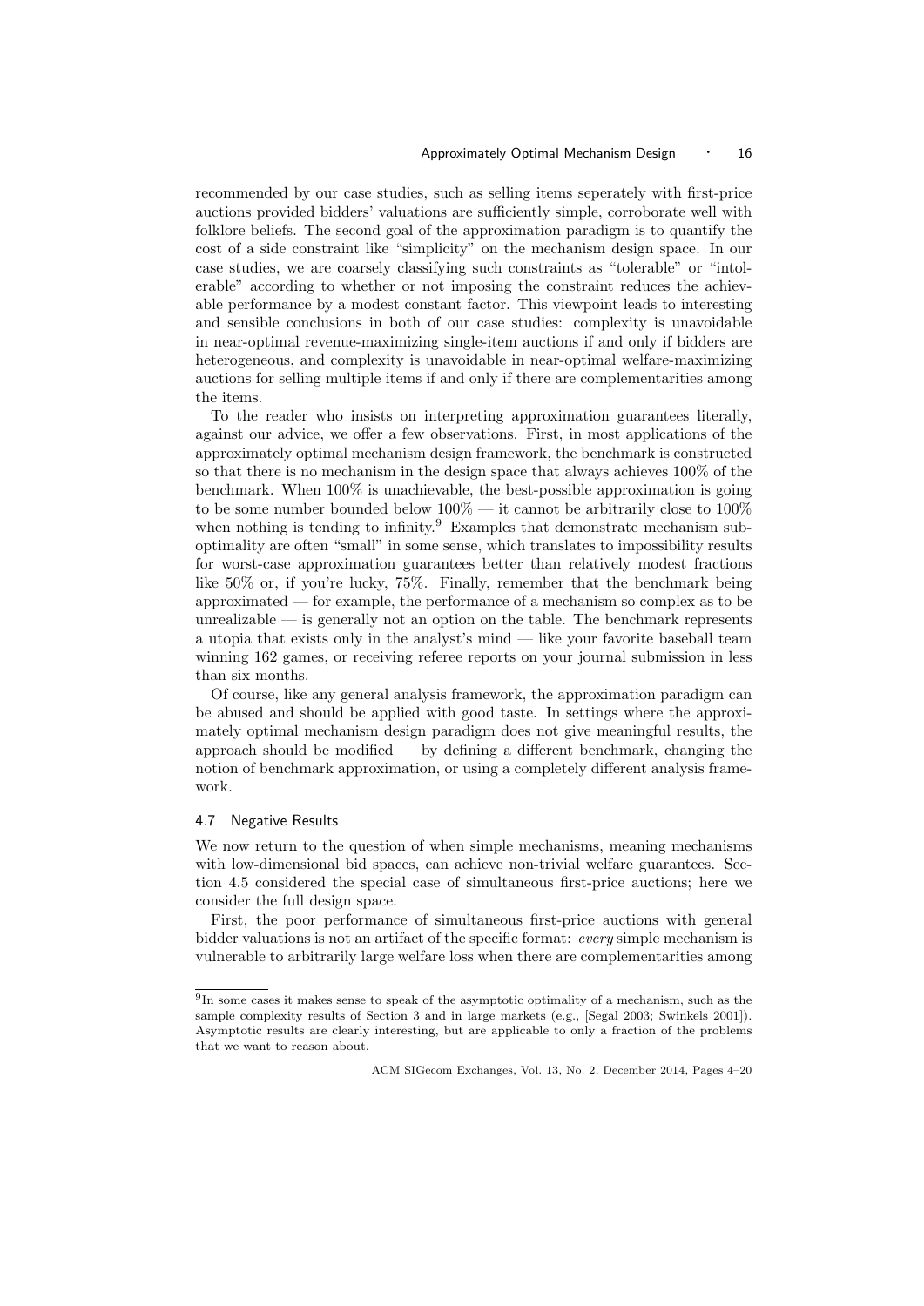recommended by our case studies, such as selling items seperately with first-price auctions provided bidders' valuations are sufficiently simple, corroborate well with folklore beliefs. The second goal of the approximation paradigm is to quantify the cost of a side constraint like "simplicity" on the mechanism design space. In our case studies, we are coarsely classifying such constraints as "tolerable" or "intolerable" according to whether or not imposing the constraint reduces the achievable performance by a modest constant factor. This viewpoint leads to interesting and sensible conclusions in both of our case studies: complexity is unavoidable in near-optimal revenue-maximizing single-item auctions if and only if bidders are heterogeneous, and complexity is unavoidable in near-optimal welfare-maximizing auctions for selling multiple items if and only if there are complementarities among the items.

To the reader who insists on interpreting approximation guarantees literally, against our advice, we offer a few observations. First, in most applications of the approximately optimal mechanism design framework, the benchmark is constructed so that there is no mechanism in the design space that always achieves 100% of the benchmark. When 100% is unachievable, the best-possible approximation is going to be some number bounded below 100% — it cannot be arbitrarily close to 100% when nothing is tending to infinity.[9] Examples that demonstrate mechanism suboptimality are often "small" in some sense, which translates to impossibility results for worst-case approximation guarantees better than relatively modest fractions like 50% or, if you're lucky, 75%. Finally, remember that the benchmark being approximated — for example, the performance of a mechanism so complex as to be unrealizable — is generally not an option on the table. The benchmark represents a utopia that exists only in the analyst's mind — like your favorite baseball team winning 162 games, or receiving referee reports on your journal submission in less than six months.

Of course, like any general analysis framework, the approximation paradigm can be abused and should be applied with good taste. In settings where the approximately optimal mechanism design paradigm does not give meaningful results, the approach should be modified — by defining a different benchmark, changing the notion of benchmark approximation, or using a completely different analysis framework.

### 4.7 Negative Results

We now return to the question of when simple mechanisms, meaning mechanisms with low-dimensional bid spaces, can achieve non-trivial welfare guarantees. Section 4.5 considered the special case of simultaneous first-price auctions; here we consider the full design space.

First, the poor performance of simultaneous first-price auctions with general bidder valuations is not an artifact of the specific format: *every* simple mechanism is vulnerable to arbitrarily large welfare loss when there are complementarities among

[9] In some cases it makes sense to speak of the asymptotic optimality of a mechanism, such as the sample complexity results of Section 3 and in large markets (e.g., [Segal 2003; Swinkels 2001]). Asymptotic results are clearly interesting, but are applicable to only a fraction of the problems that we want to reason about.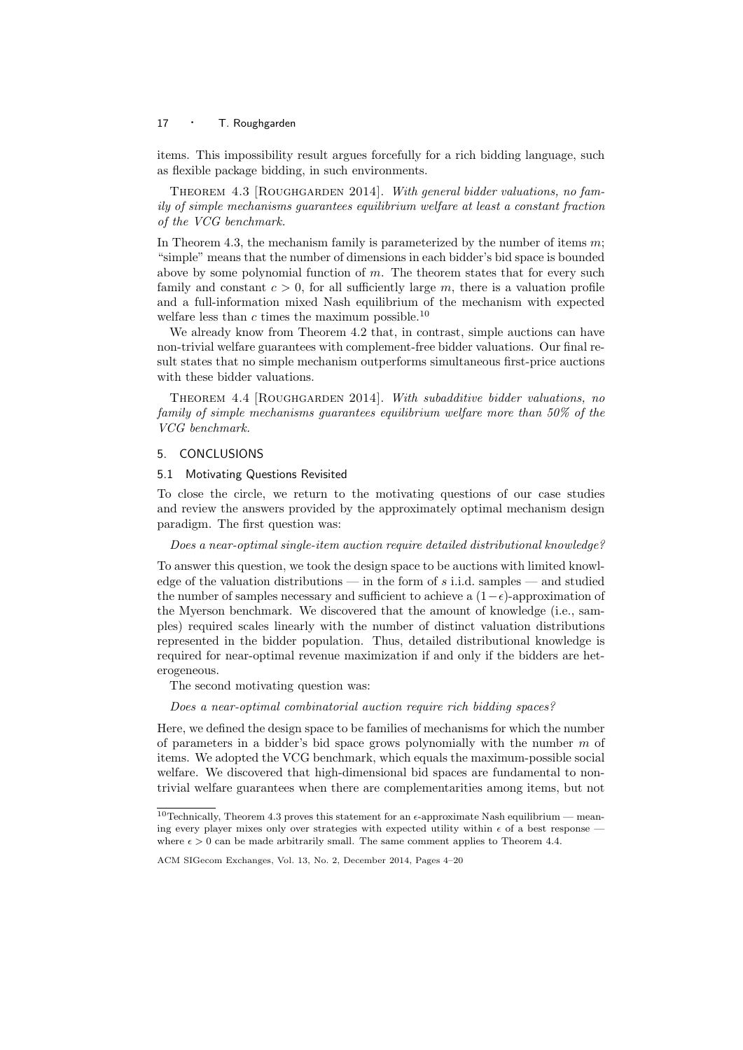items. This impossibility result argues forcefully for a rich bidding language, such as flexible package bidding, in such environments.

Theorem 4.3 [Roughgarden 2014]. *With general bidder valuations, no family of simple mechanisms guarantees equilibrium welfare at least a constant fraction of the VCG benchmark.*

In Theorem 4.3, the mechanism family is parameterized by the number of items $m$; "simple" means that the number of dimensions in each bidder's bid space is bounded above by some polynomial function of $m$. The theorem states that for every such family and constant $c > 0$, for all sufficiently large $m$, there is a valuation profile and a full-information mixed Nash equilibrium of the mechanism with expected welfare less than $c$ times the maximum possible.[10]

We already know from Theorem 4.2 that, in contrast, simple auctions can have non-trivial welfare guarantees with complement-free bidder valuations. Our final result states that no simple mechanism outperforms simultaneous first-price auctions with these bidder valuations.

Theorem 4.4 [Roughgarden 2014]. *With subadditive bidder valuations, no family of simple mechanisms guarantees equilibrium welfare more than 50% of the VCG benchmark.*

## 5. CONCLUSIONS

### 5.1 Motivating Questions Revisited

To close the circle, we return to the motivating questions of our case studies and review the answers provided by the approximately optimal mechanism design paradigm. The first question was:

*Does a near-optimal single-item auction require detailed distributional knowledge?*

To answer this question, we took the design space to be auctions with limited knowledge of the valuation distributions — in the form of $s$ i.i.d. samples — and studied the number of samples necessary and sufficient to achieve a $(1-\epsilon)$-approximation of the Myerson benchmark. We discovered that the amount of knowledge (i.e., samples) required scales linearly with the number of distinct valuation distributions represented in the bidder population. Thus, detailed distributional knowledge is required for near-optimal revenue maximization if and only if the bidders are heterogeneous.

The second motivating question was:

*Does a near-optimal combinatorial auction require rich bidding spaces?*

Here, we defined the design space to be families of mechanisms for which the number of parameters in a bidder's bid space grows polynomially with the number $m$ of items. We adopted the VCG benchmark, which equals the maximum-possible social welfare. We discovered that high-dimensional bid spaces are fundamental to non-trivial welfare guarantees when there are complementarities among items, but not

[10] Technically, Theorem 4.3 proves this statement for an $\epsilon$-approximate Nash equilibrium — meaning every player mixes only over strategies with expected utility within $\epsilon$ of a best response — where $\epsilon > 0$ can be made arbitrarily small. The same comment applies to Theorem 4.4.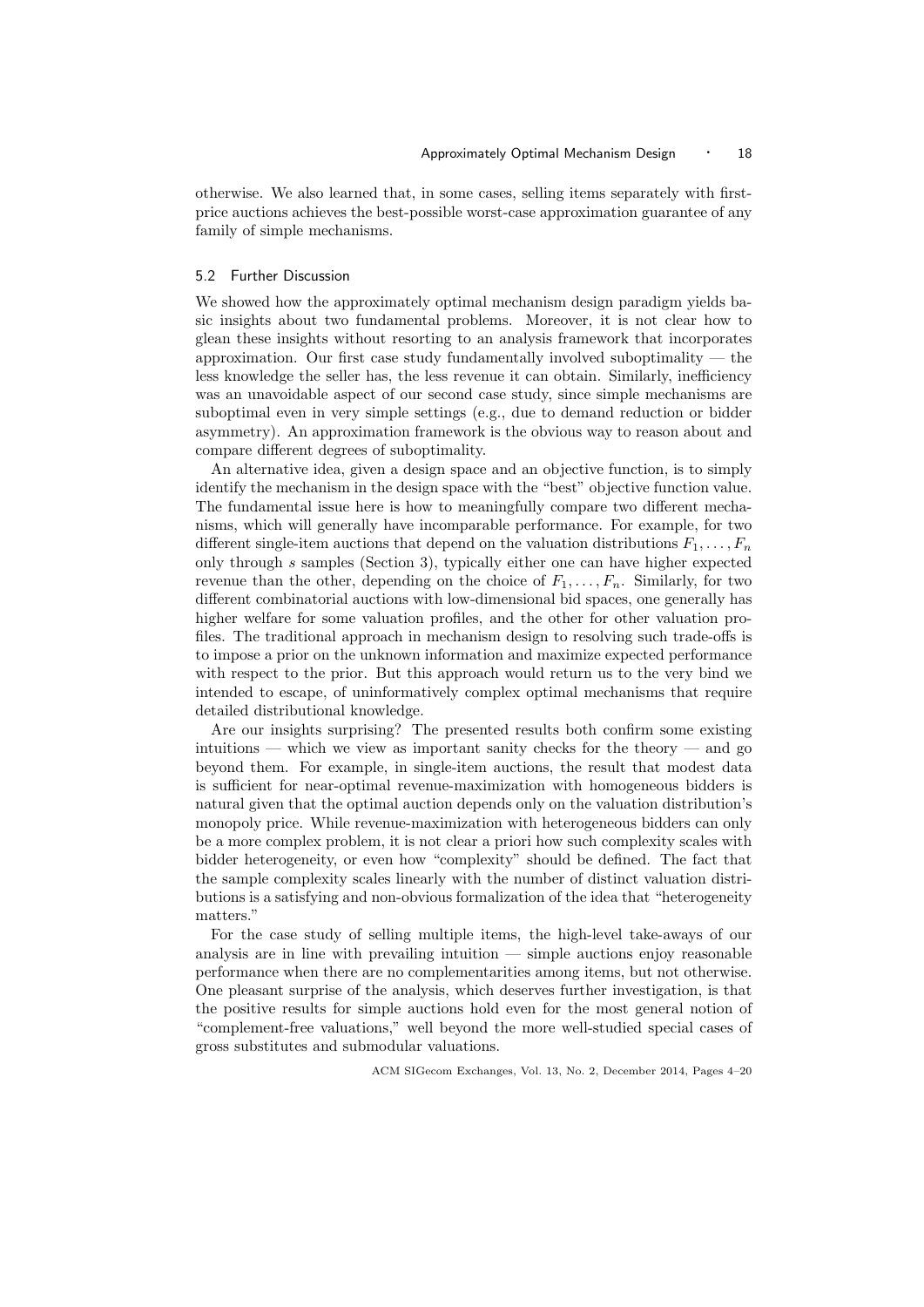otherwise. We also learned that, in some cases, selling items separately with first-price auctions achieves the best-possible worst-case approximation guarantee of any family of simple mechanisms.

### 5.2 Further Discussion

We showed how the approximately optimal mechanism design paradigm yields basic insights about two fundamental problems. Moreover, it is not clear how to glean these insights without resorting to an analysis framework that incorporates approximation. Our first case study fundamentally involved suboptimality — the less knowledge the seller has, the less revenue it can obtain. Similarly, inefficiency was an unavoidable aspect of our second case study, since simple mechanisms are suboptimal even in very simple settings (e.g., due to demand reduction or bidder asymmetry). An approximation framework is the obvious way to reason about and compare different degrees of suboptimality.

An alternative idea, given a design space and an objective function, is to simply identify the mechanism in the design space with the "best" objective function value. The fundamental issue here is how to meaningfully compare two different mechanisms, which will generally have incomparable performance. For example, for two different single-item auctions that depend on the valuation distributions $F_1, \ldots, F_n$ only through $s$ samples (Section 3), typically either one can have higher expected revenue than the other, depending on the choice of $F_1, \ldots, F_n$. Similarly, for two different combinatorial auctions with low-dimensional bid spaces, one generally has higher welfare for some valuation profiles, and the other for other valuation profiles. The traditional approach in mechanism design to resolving such trade-offs is to impose a prior on the unknown information and maximize expected performance with respect to the prior. But this approach would return us to the very bind we intended to escape, of uninformatively complex optimal mechanisms that require detailed distributional knowledge.

Are our insights surprising? The presented results both confirm some existing intuitions — which we view as important sanity checks for the theory — and go beyond them. For example, in single-item auctions, the result that modest data is sufficient for near-optimal revenue-maximization with homogeneous bidders is natural given that the optimal auction depends only on the valuation distribution's monopoly price. While revenue-maximization with heterogeneous bidders can only be a more complex problem, it is not clear a priori how such complexity scales with bidder heterogeneity, or even how "complexity" should be defined. The fact that the sample complexity scales linearly with the number of distinct valuation distributions is a satisfying and non-obvious formalization of the idea that "heterogeneity matters."

For the case study of selling multiple items, the high-level take-aways of our analysis are in line with prevailing intuition — simple auctions enjoy reasonable performance when there are no complementarities among items, but not otherwise. One pleasant surprise of the analysis, which deserves further investigation, is that the positive results for simple auctions hold even for the most general notion of "complement-free valuations," well beyond the more well-studied special cases of gross substitutes and submodular valuations.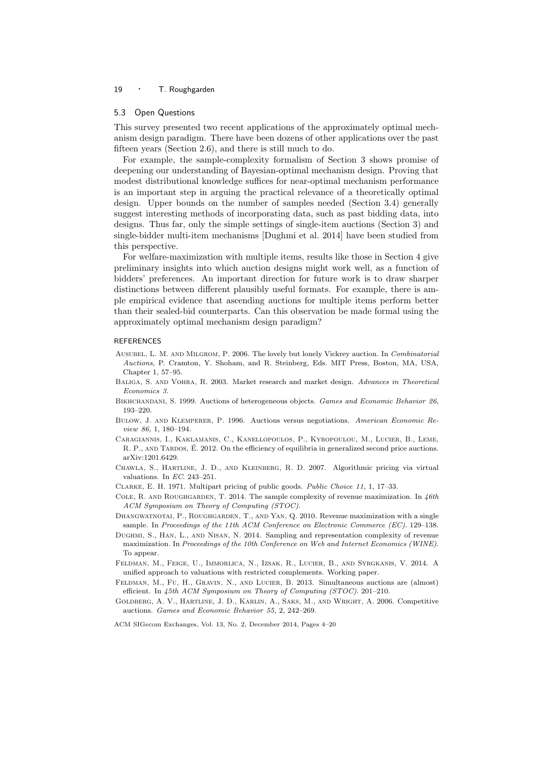### 5.3 Open Questions

This survey presented two recent applications of the approximately optimal mechanism design paradigm. There have been dozens of other applications over the past fifteen years (Section 2.6), and there is still much to do.

For example, the sample-complexity formalism of Section 3 shows promise of deepening our understanding of Bayesian-optimal mechanism design. Proving that modest distributional knowledge suffices for near-optimal mechanism performance is an important step in arguing the practical relevance of a theoretically optimal design. Upper bounds on the number of samples needed (Section 3.4) generally suggest interesting methods of incorporating data, such as past bidding data, into designs. Thus far, only the simple settings of single-item auctions (Section 3) and single-bidder multi-item mechanisms [Dughmi et al. 2014] have been studied from this perspective.

For welfare-maximization with multiple items, results like those in Section 4 give preliminary insights into which auction designs might work well, as a function of bidders' preferences. An important direction for future work is to draw sharper distinctions between different plausibly useful formats. For example, there is ample empirical evidence that ascending auctions for multiple items perform better than their sealed-bid counterparts. Can this observation be made formal using the approximately optimal mechanism design paradigm?

## REFERENCES

Ausubel, L. M. and Milgrom, P. 2006. The lovely but lonely Vickrey auction. In *Combinatorial Auctions*, P. Cramton, Y. Shoham, and R. Steinberg, Eds. MIT Press, Boston, MA, USA, Chapter 1, 57–95.

Baliga, S. and Vohra, R. 2003. Market research and market design. *Advances in Theoretical Economics 3*.

Bikhchandani, S. 1999. Auctions of heterogeneous objects. *Games and Economic Behavior 26*, 193–220.

Bulow, J. and Klemperer, P. 1996. Auctions versus negotiations. *American Economic Review 86,* 1, 180–194.

Caragiannis, I., Kaklamanis, C., Kanellopoulos, P., Kyropoulou, M., Lucier, B., Leme, R. P., and Tardos, É. 2012. On the efficiency of equilibria in generalized second price auctions. arXiv:1201.6429.

Chawla, S., Hartline, J. D., and Kleinberg, R. D. 2007. Algorithmic pricing via virtual valuations. In *EC*. 243–251.

Clarke, E. H. 1971. Multipart pricing of public goods. *Public Choice 11,* 1, 17–33.

Cole, R. and Roughgarden, T. 2014. The sample complexity of revenue maximization. In *46th ACM Symposium on Theory of Computing (STOC)*.

Dhangwatnotai, P., Roughgarden, T., and Yan, Q. 2010. Revenue maximization with a single sample. In *Proceedings of the 11th ACM Conference on Electronic Commerce (EC)*. 129–138.

Dughmi, S., Han, L., and Nisan, N. 2014. Sampling and representation complexity of revenue maximization. In *Proceedings of the 10th Conference on Web and Internet Economics (WINE)*. To appear.

Feldman, M., Feige, U., Immorlica, N., Izsak, R., Lucier, B., and Syrgkanis, V. 2014. A unified approach to valuations with restricted complements. Working paper.

Feldman, M., Fu, H., Gravin, N., and Lucier, B. 2013. Simultaneous auctions are (almost) efficient. In *45th ACM Symposium on Theory of Computing (STOC)*. 201–210.

Goldberg, A. V., Hartline, J. D., Karlin, A., Saks, M., and Wright, A. 2006. Competitive auctions. *Games and Economic Behavior 55,* 2, 242–269.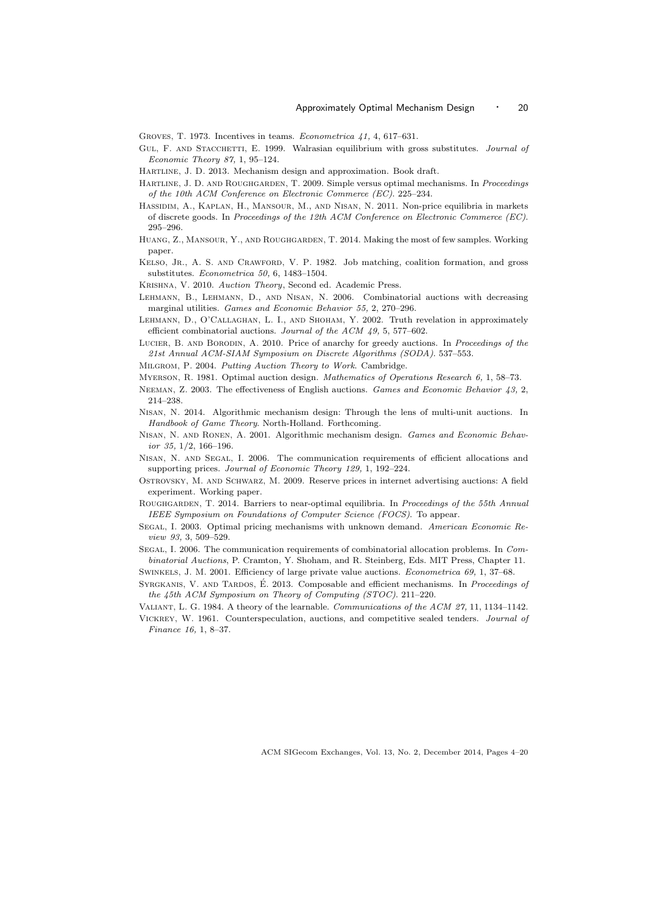Groves, T. 1973. Incentives in teams. *Econometrica 41,* 4, 617–631.

Gul, F. and Stacchetti, E. 1999. Walrasian equilibrium with gross substitutes. *Journal of Economic Theory 87,* 1, 95–124.

Hartline, J. D. 2013. Mechanism design and approximation. Book draft.

Hartline, J. D. and Roughgarden, T. 2009. Simple versus optimal mechanisms. In *Proceedings of the 10th ACM Conference on Electronic Commerce (EC)*. 225–234.

Hassidim, A., Kaplan, H., Mansour, M., and Nisan, N. 2011. Non-price equilibria in markets of discrete goods. In *Proceedings of the 12th ACM Conference on Electronic Commerce (EC)*. 295–296.

Huang, Z., Mansour, Y., and Roughgarden, T. 2014. Making the most of few samples. Working paper.

Kelso, Jr., A. S. and Crawford, V. P. 1982. Job matching, coalition formation, and gross substitutes. *Econometrica 50,* 6, 1483–1504.

Krishna, V. 2010. *Auction Theory*, Second ed. Academic Press.

Lehmann, B., Lehmann, D., and Nisan, N. 2006. Combinatorial auctions with decreasing marginal utilities. *Games and Economic Behavior 55,* 2, 270–296.

Lehmann, D., O'Callaghan, L. I., and Shoham, Y. 2002. Truth revelation in approximately efficient combinatorial auctions. *Journal of the ACM 49,* 5, 577–602.

Lucier, B. and Borodin, A. 2010. Price of anarchy for greedy auctions. In *Proceedings of the 21st Annual ACM-SIAM Symposium on Discrete Algorithms (SODA)*. 537–553.

Milgrom, P. 2004. *Putting Auction Theory to Work*. Cambridge.

Myerson, R. 1981. Optimal auction design. *Mathematics of Operations Research 6,* 1, 58–73.

Neeman, Z. 2003. The effectiveness of English auctions. *Games and Economic Behavior 43,* 2, 214–238.

Nisan, N. 2014. Algorithmic mechanism design: Through the lens of multi-unit auctions. In *Handbook of Game Theory*. North-Holland. Forthcoming.

Nisan, N. and Ronen, A. 2001. Algorithmic mechanism design. *Games and Economic Behavior 35,* 1/2, 166–196.

Nisan, N. and Segal, I. 2006. The communication requirements of efficient allocations and supporting prices. *Journal of Economic Theory 129,* 1, 192–224.

Ostrovsky, M. and Schwarz, M. 2009. Reserve prices in internet advertising auctions: A field experiment. Working paper.

Roughgarden, T. 2014. Barriers to near-optimal equilibria. In *Proceedings of the 55th Annual IEEE Symposium on Foundations of Computer Science (FOCS)*. To appear.

Segal, I. 2003. Optimal pricing mechanisms with unknown demand. *American Economic Review 93,* 3, 509–529.

Segal, I. 2006. The communication requirements of combinatorial allocation problems. In *Combinatorial Auctions*, P. Cramton, Y. Shoham, and R. Steinberg, Eds. MIT Press, Chapter 11.

Swinkels, J. M. 2001. Efficiency of large private value auctions. *Econometrica 69,* 1, 37–68.

Syrgkanis, V. and Tardos, É. 2013. Composable and efficient mechanisms. In *Proceedings of the 45th ACM Symposium on Theory of Computing (STOC)*. 211–220.

Valiant, L. G. 1984. A theory of the learnable. *Communications of the ACM 27,* 11, 1134–1142.

Vickrey, W. 1961. Counterspeculation, auctions, and competitive sealed tenders. *Journal of Finance 16,* 1, 8–37.